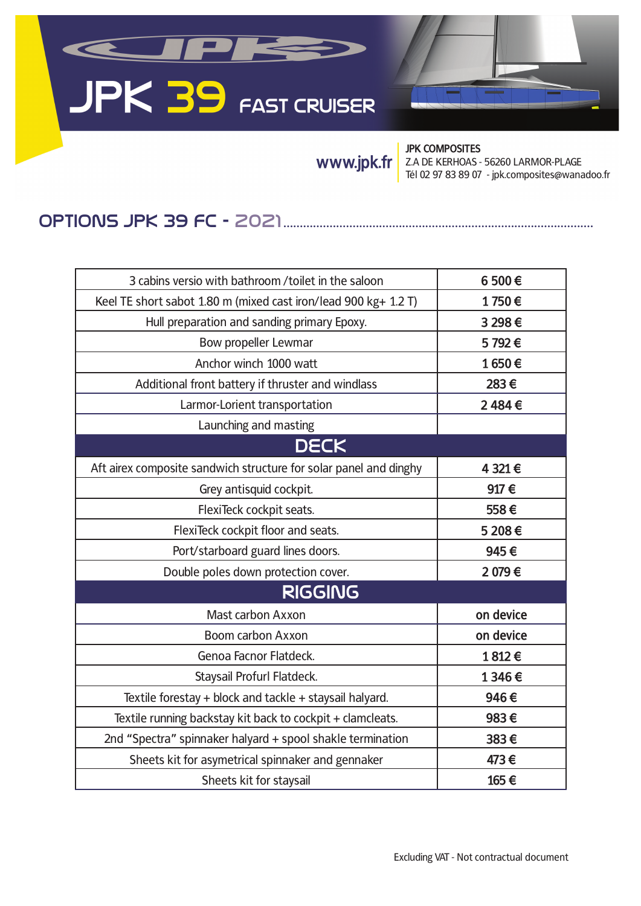# JPK 39 FAST CRUISER

www.jpk.fr

**JPK COMPOSITES**
Z.A DE KERHOAS - 56260 LARMOR-PLAGE
Tél 02 97 83 89 07 - jpk.composites@wanadoo.fr

## OPTIONS JPK 39 FC - 2021

| | |
|---|---|
| 3 cabins versio with bathroom /toilet in the saloon | **6 500 €** |
| Keel TE short sabot 1.80 m (mixed cast iron/lead 900 kg+ 1.2 T) | **1 750 €** |
| Hull preparation and sanding primary Epoxy. | **3 298 €** |
| Bow propeller Lewmar | **5 792 €** |
| Anchor winch 1000 watt | **1 650 €** |
| Additional front battery if thruster and windlass | **283 €** |
| Larmor-Lorient transportation | **2 484 €** |
| Launching and masting | |
| **DECK** | |
| Aft airex composite sandwich structure for solar panel and dinghy | **4 321 €** |
| Grey antisquid cockpit. | **917 €** |
| FlexiTeck cockpit seats. | **558 €** |
| FlexiTeck cockpit floor and seats. | **5 208 €** |
| Port/starboard guard lines doors. | **945 €** |
| Double poles down protection cover. | **2 079 €** |
| **RIGGING** | |
| Mast carbon Axxon | **on device** |
| Boom carbon Axxon | **on device** |
| Genoa Facnor Flatdeck. | **1 812 €** |
| Staysail Profurl Flatdeck. | **1 346 €** |
| Textile forestay + block and tackle + staysail halyard. | **946 €** |
| Textile running backstay kit back to cockpit + clamcleats. | **983 €** |
| 2nd "Spectra" spinnaker halyard + spool shakle termination | **383 €** |
| Sheets kit for asymetrical spinnaker and gennaker | **473 €** |
| Sheets kit for staysail | **165 €** |

Excluding VAT - Not contractual document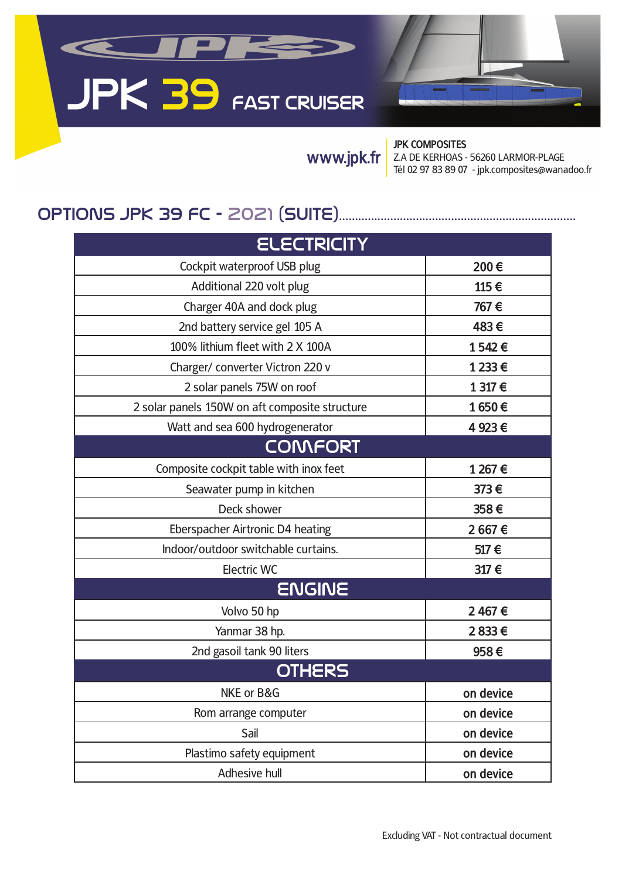# JPK 39 FAST CRUISER

www.jpk.fr

**JPK COMPOSITES**
Z.A DE KERHOAS - 56260 LARMOR-PLAGE
Tél 02 97 83 89 07 - jpk.composites@wanadoo.fr

## OPTIONS JPK 39 FC - 2021 (SUITE)

| | |
|---|---|
| **ELECTRICITY** | |
| Cockpit waterproof USB plug | **200 €** |
| Additional 220 volt plug | **115 €** |
| Charger 40A and dock plug | **767 €** |
| 2nd battery service gel 105 A | **483 €** |
| 100% lithium fleet with 2 X 100A | **1 542 €** |
| Charger/ converter Victron 220 v | **1 233 €** |
| 2 solar panels 75W on roof | **1 317 €** |
| 2 solar panels 150W on aft composite structure | **1 650 €** |
| Watt and sea 600 hydrogenerator | **4 923 €** |
| **COMFORT** | |
| Composite cockpit table with inox feet | **1 267 €** |
| Seawater pump in kitchen | **373 €** |
| Deck shower | **358 €** |
| Eberspacher Airtronic D4 heating | **2 667 €** |
| Indoor/outdoor switchable curtains. | **517 €** |
| Electric WC | **317 €** |
| **ENGINE** | |
| Volvo 50 hp | **2 467 €** |
| Yanmar 38 hp. | **2 833 €** |
| 2nd gasoil tank 90 liters | **958 €** |
| **OTHERS** | |
| NKE or B&G | **on device** |
| Rom arrange computer | **on device** |
| Sail | **on device** |
| Plastimo safety equipment | **on device** |
| Adhesive hull | **on device** |

Excluding VAT - Not contractual document